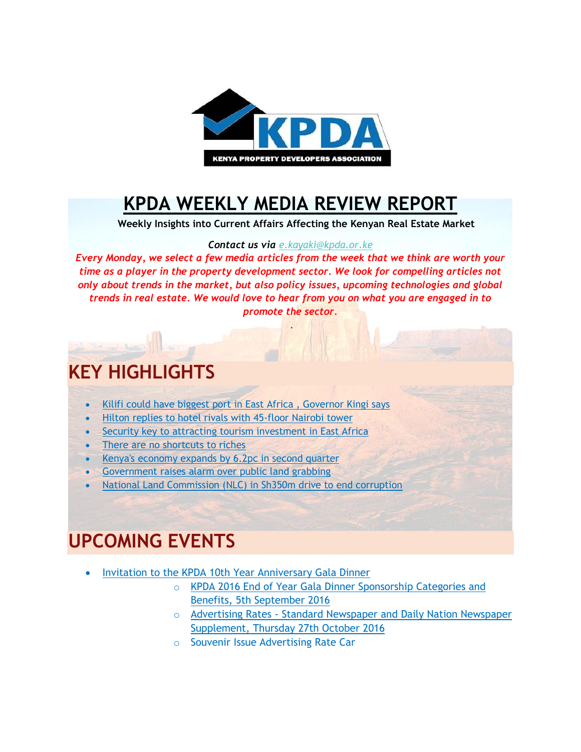# KPDA WEEKLY MEDIA REVIEW REPORT

**Weekly Insights into Current Affairs Affecting the Kenyan Real Estate Market**

***Contact us via e.kayaki@kpda.or.ke***

***Every Monday, we select a few media articles from the week that we think are worth your time as a player in the property development sector. We look for compelling articles not only about trends in the market, but also policy issues, upcoming technologies and global trends in real estate. We would love to hear from you on what you are engaged in to promote the sector.***

## KEY HIGHLIGHTS

- Kilifi could have biggest port in East Africa , Governor Kingi says
- Hilton replies to hotel rivals with 45-floor Nairobi tower
- Security key to attracting tourism investment in East Africa
- There are no shortcuts to riches
- Kenya's economy expands by 6.2pc in second quarter
- Government raises alarm over public land grabbing
- National Land Commission (NLC) in Sh350m drive to end corruption

## UPCOMING EVENTS

- Invitation to the KPDA 10th Year Anniversary Gala Dinner
  - KPDA 2016 End of Year Gala Dinner Sponsorship Categories and Benefits, 5th September 2016
  - Advertising Rates - Standard Newspaper and Daily Nation Newspaper Supplement, Thursday 27th October 2016
  - Souvenir Issue Advertising Rate Car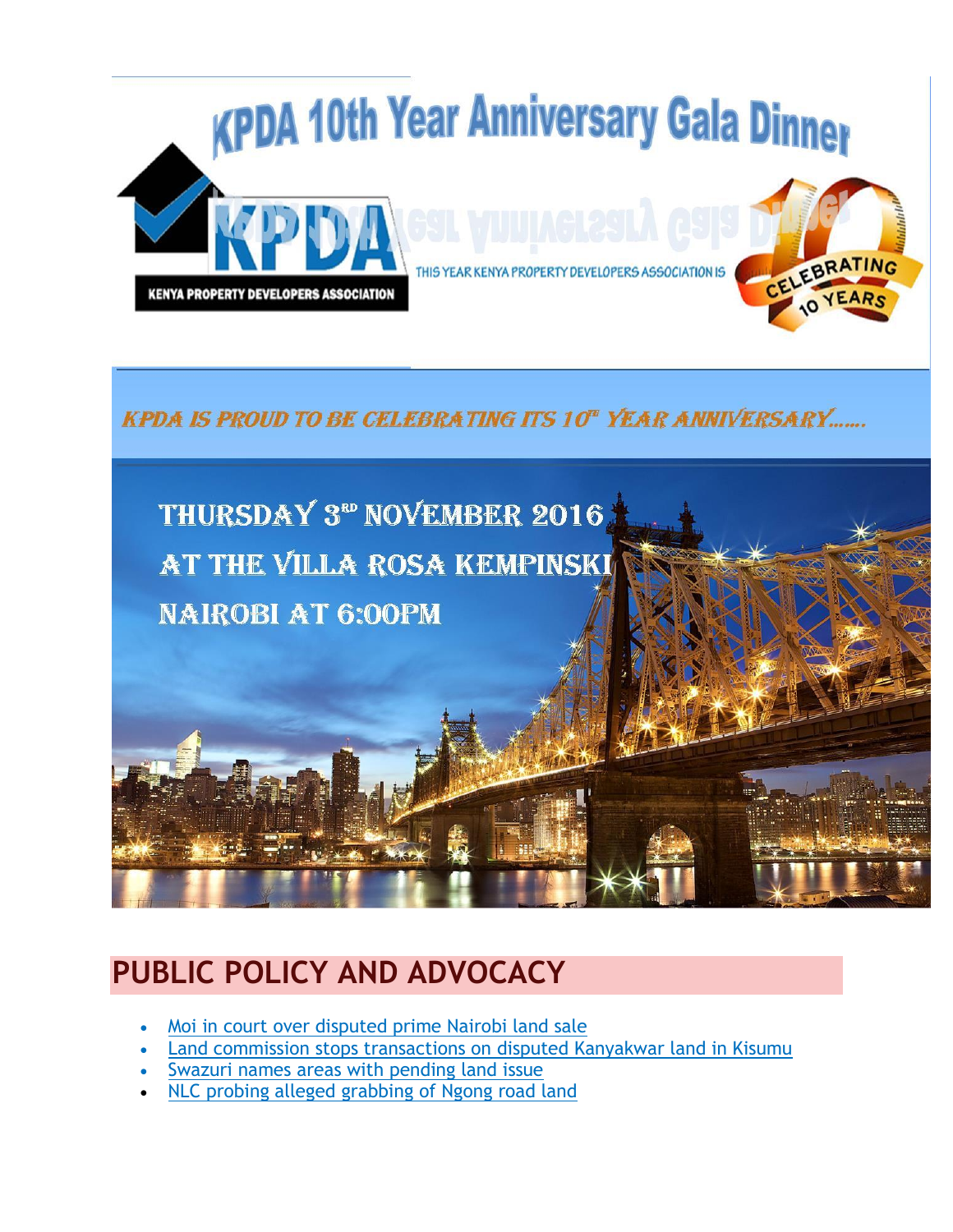# KPDA 10th Year Anniversary Gala Dinner

KENYA PROPERTY DEVELOPERS ASSOCIATION

THIS YEAR KENYA PROPERTY DEVELOPERS ASSOCIATION IS CELEBRATING 10 YEARS

*KPDA IS PROUD TO BE CELEBRATING ITS 10TH YEAR ANNIVERSARY……*

THURSDAY 3RD NOVEMBER 2016

AT THE VILLA ROSA KEMPINSKI

NAIROBI AT 6:00PM

## PUBLIC POLICY AND ADVOCACY

- Moi in court over disputed prime Nairobi land sale
- Land commission stops transactions on disputed Kanyakwar land in Kisumu
- Swazuri names areas with pending land issue
- NLC probing alleged grabbing of Ngong road land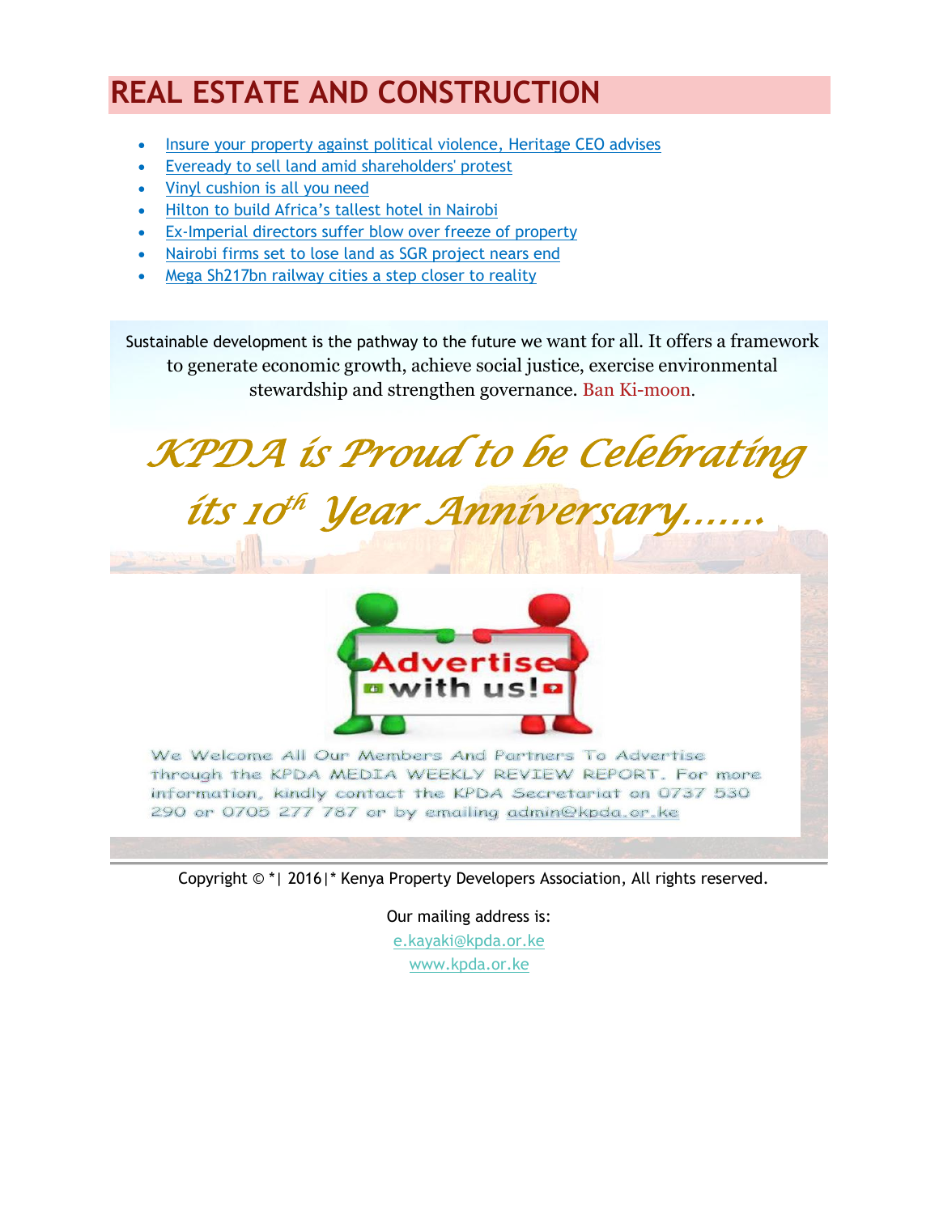# REAL ESTATE AND CONSTRUCTION

- Insure your property against political violence, Heritage CEO advises
- Eveready to sell land amid shareholders' protest
- Vinyl cushion is all you need
- Hilton to build Africa's tallest hotel in Nairobi
- Ex-Imperial directors suffer blow over freeze of property
- Nairobi firms set to lose land as SGR project nears end
- Mega Sh217bn railway cities a step closer to reality

Sustainable development is the pathway to the future we want for all. It offers a framework to generate economic growth, achieve social justice, exercise environmental stewardship and strengthen governance. Ban Ki-moon.

*KPDA is Proud to be Celebrating its 10th Year Anniversary……*

Advertise with us!

We Welcome All Our Members And Partners To Advertise through the KPDA MEDIA WEEKLY REVIEW REPORT. For more information, kindly contact the KPDA Secretariat on 0737 530 290 or 0705 277 787 or by emailing admin@kpda.or.ke

Copyright © *| 2016|* Kenya Property Developers Association, All rights reserved.

Our mailing address is:
e.kayaki@kpda.or.ke
www.kpda.or.ke